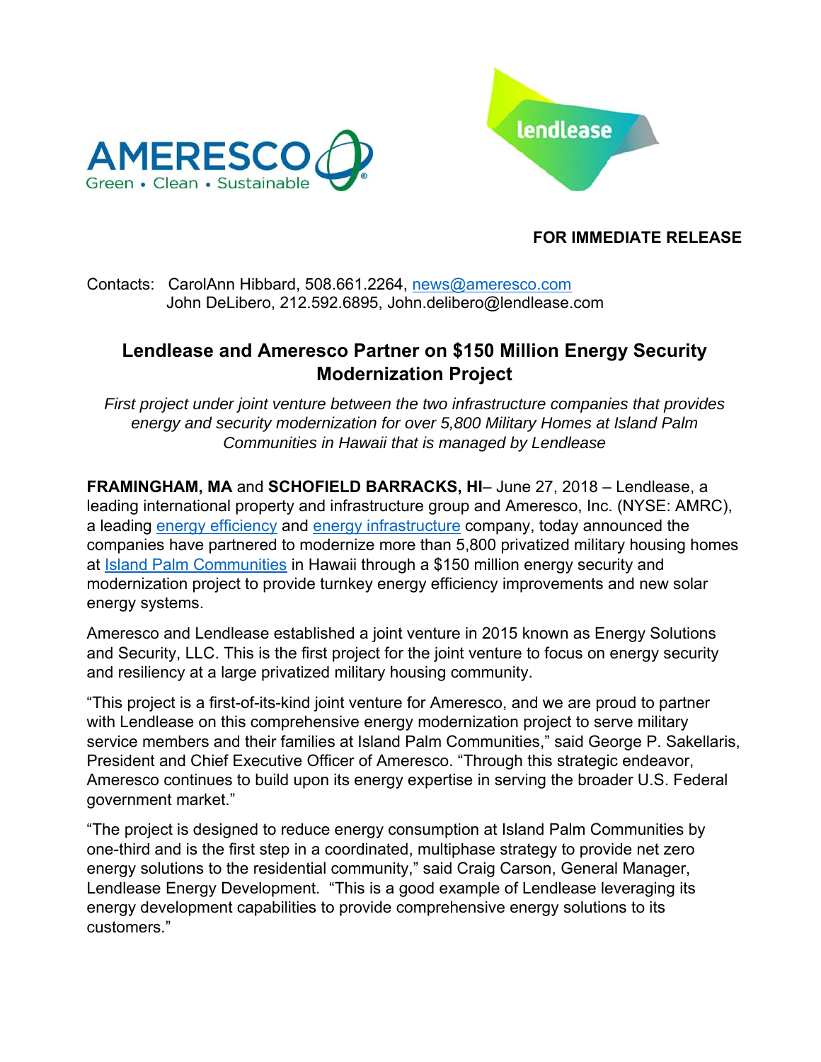**FOR IMMEDIATE RELEASE**

Contacts: CarolAnn Hibbard, 508.661.2264, news@ameresco.com
John DeLibero, 212.592.6895, John.delibero@lendlease.com

# Lendlease and Ameresco Partner on $150 Million Energy Security Modernization Project

*First project under joint venture between the two infrastructure companies that provides energy and security modernization for over 5,800 Military Homes at Island Palm Communities in Hawaii that is managed by Lendlease*

**FRAMINGHAM, MA** and **SCHOFIELD BARRACKS, HI**– June 27, 2018 – Lendlease, a leading international property and infrastructure group and Ameresco, Inc. (NYSE: AMRC), a leading energy efficiency and energy infrastructure company, today announced the companies have partnered to modernize more than 5,800 privatized military housing homes at Island Palm Communities in Hawaii through a $150 million energy security and modernization project to provide turnkey energy efficiency improvements and new solar energy systems.

Ameresco and Lendlease established a joint venture in 2015 known as Energy Solutions and Security, LLC. This is the first project for the joint venture to focus on energy security and resiliency at a large privatized military housing community.

"This project is a first-of-its-kind joint venture for Ameresco, and we are proud to partner with Lendlease on this comprehensive energy modernization project to serve military service members and their families at Island Palm Communities," said George P. Sakellaris, President and Chief Executive Officer of Ameresco. "Through this strategic endeavor, Ameresco continues to build upon its energy expertise in serving the broader U.S. Federal government market."

"The project is designed to reduce energy consumption at Island Palm Communities by one-third and is the first step in a coordinated, multiphase strategy to provide net zero energy solutions to the residential community," said Craig Carson, General Manager, Lendlease Energy Development. "This is a good example of Lendlease leveraging its energy development capabilities to provide comprehensive energy solutions to its customers."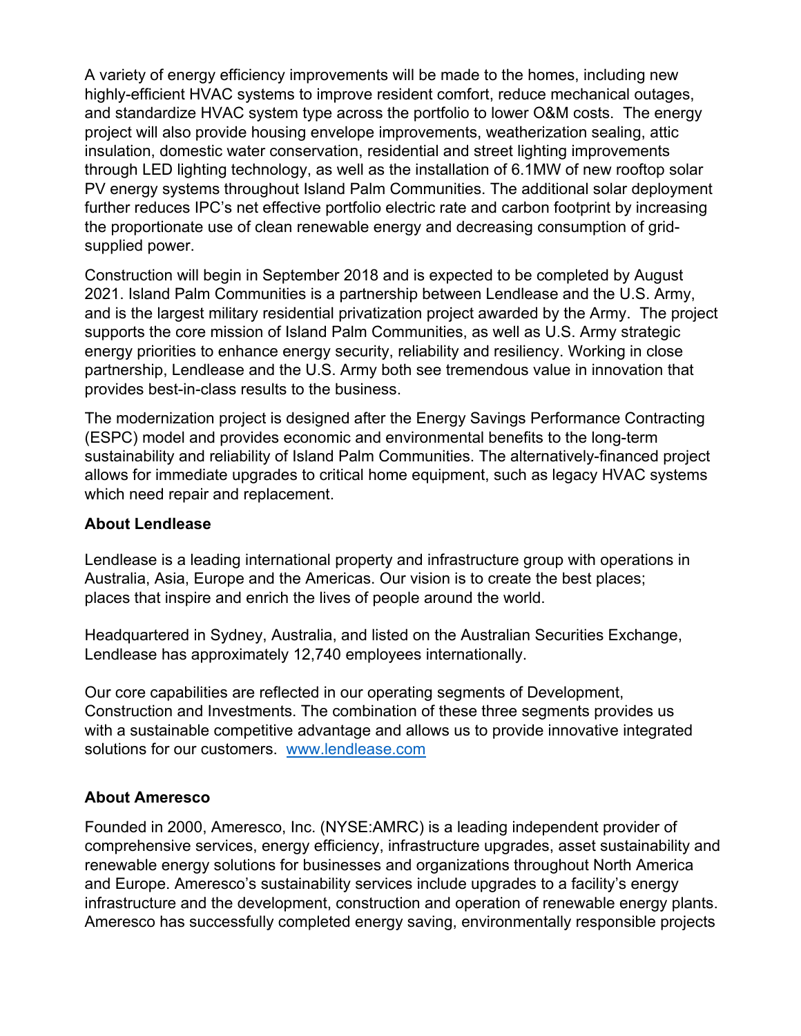A variety of energy efficiency improvements will be made to the homes, including new highly-efficient HVAC systems to improve resident comfort, reduce mechanical outages, and standardize HVAC system type across the portfolio to lower O&M costs. The energy project will also provide housing envelope improvements, weatherization sealing, attic insulation, domestic water conservation, residential and street lighting improvements through LED lighting technology, as well as the installation of 6.1MW of new rooftop solar PV energy systems throughout Island Palm Communities. The additional solar deployment further reduces IPC's net effective portfolio electric rate and carbon footprint by increasing the proportionate use of clean renewable energy and decreasing consumption of grid-supplied power.

Construction will begin in September 2018 and is expected to be completed by August 2021. Island Palm Communities is a partnership between Lendlease and the U.S. Army, and is the largest military residential privatization project awarded by the Army. The project supports the core mission of Island Palm Communities, as well as U.S. Army strategic energy priorities to enhance energy security, reliability and resiliency. Working in close partnership, Lendlease and the U.S. Army both see tremendous value in innovation that provides best-in-class results to the business.

The modernization project is designed after the Energy Savings Performance Contracting (ESPC) model and provides economic and environmental benefits to the long-term sustainability and reliability of Island Palm Communities. The alternatively-financed project allows for immediate upgrades to critical home equipment, such as legacy HVAC systems which need repair and replacement.

**About Lendlease**

Lendlease is a leading international property and infrastructure group with operations in Australia, Asia, Europe and the Americas. Our vision is to create the best places; places that inspire and enrich the lives of people around the world.

Headquartered in Sydney, Australia, and listed on the Australian Securities Exchange, Lendlease has approximately 12,740 employees internationally.

Our core capabilities are reflected in our operating segments of Development, Construction and Investments. The combination of these three segments provides us with a sustainable competitive advantage and allows us to provide innovative integrated solutions for our customers. [www.lendlease.com](http://www.lendlease.com)

**About Ameresco**

Founded in 2000, Ameresco, Inc. (NYSE:AMRC) is a leading independent provider of comprehensive services, energy efficiency, infrastructure upgrades, asset sustainability and renewable energy solutions for businesses and organizations throughout North America and Europe. Ameresco's sustainability services include upgrades to a facility's energy infrastructure and the development, construction and operation of renewable energy plants. Ameresco has successfully completed energy saving, environmentally responsible projects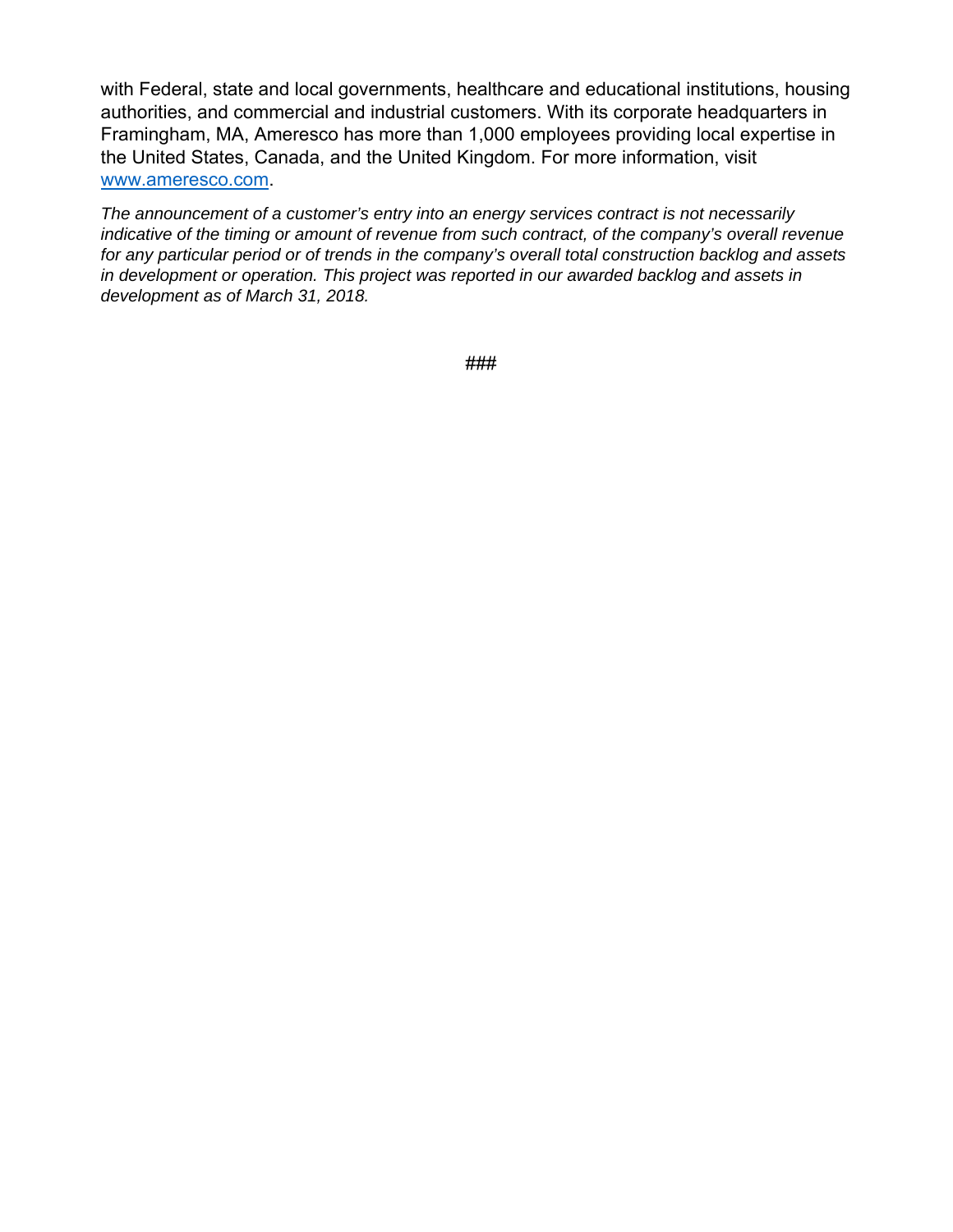with Federal, state and local governments, healthcare and educational institutions, housing authorities, and commercial and industrial customers. With its corporate headquarters in Framingham, MA, Ameresco has more than 1,000 employees providing local expertise in the United States, Canada, and the United Kingdom. For more information, visit [www.ameresco.com](http://www.ameresco.com).

*The announcement of a customer's entry into an energy services contract is not necessarily indicative of the timing or amount of revenue from such contract, of the company's overall revenue for any particular period or of trends in the company's overall total construction backlog and assets in development or operation. This project was reported in our awarded backlog and assets in development as of March 31, 2018.*

###